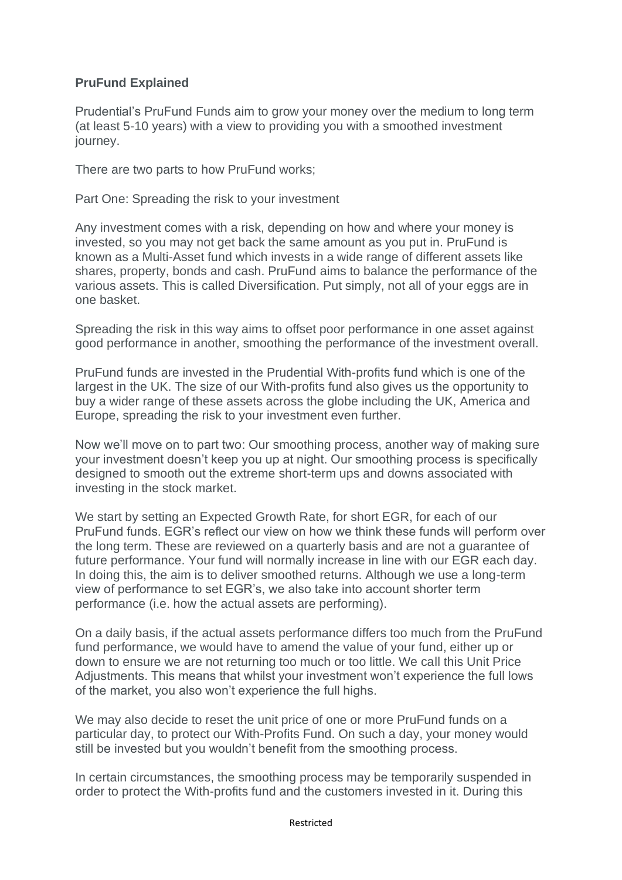**PruFund Explained**

Prudential's PruFund Funds aim to grow your money over the medium to long term (at least 5-10 years) with a view to providing you with a smoothed investment journey.

There are two parts to how PruFund works;

Part One: Spreading the risk to your investment

Any investment comes with a risk, depending on how and where your money is invested, so you may not get back the same amount as you put in. PruFund is known as a Multi-Asset fund which invests in a wide range of different assets like shares, property, bonds and cash. PruFund aims to balance the performance of the various assets. This is called Diversification. Put simply, not all of your eggs are in one basket.

Spreading the risk in this way aims to offset poor performance in one asset against good performance in another, smoothing the performance of the investment overall.

PruFund funds are invested in the Prudential With-profits fund which is one of the largest in the UK. The size of our With-profits fund also gives us the opportunity to buy a wider range of these assets across the globe including the UK, America and Europe, spreading the risk to your investment even further.

Now we'll move on to part two: Our smoothing process, another way of making sure your investment doesn't keep you up at night. Our smoothing process is specifically designed to smooth out the extreme short-term ups and downs associated with investing in the stock market.

We start by setting an Expected Growth Rate, for short EGR, for each of our PruFund funds. EGR's reflect our view on how we think these funds will perform over the long term. These are reviewed on a quarterly basis and are not a guarantee of future performance. Your fund will normally increase in line with our EGR each day. In doing this, the aim is to deliver smoothed returns. Although we use a long-term view of performance to set EGR's, we also take into account shorter term performance (i.e. how the actual assets are performing).

On a daily basis, if the actual assets performance differs too much from the PruFund fund performance, we would have to amend the value of your fund, either up or down to ensure we are not returning too much or too little. We call this Unit Price Adjustments. This means that whilst your investment won't experience the full lows of the market, you also won't experience the full highs.

We may also decide to reset the unit price of one or more PruFund funds on a particular day, to protect our With-Profits Fund. On such a day, your money would still be invested but you wouldn't benefit from the smoothing process.

In certain circumstances, the smoothing process may be temporarily suspended in order to protect the With-profits fund and the customers invested in it. During this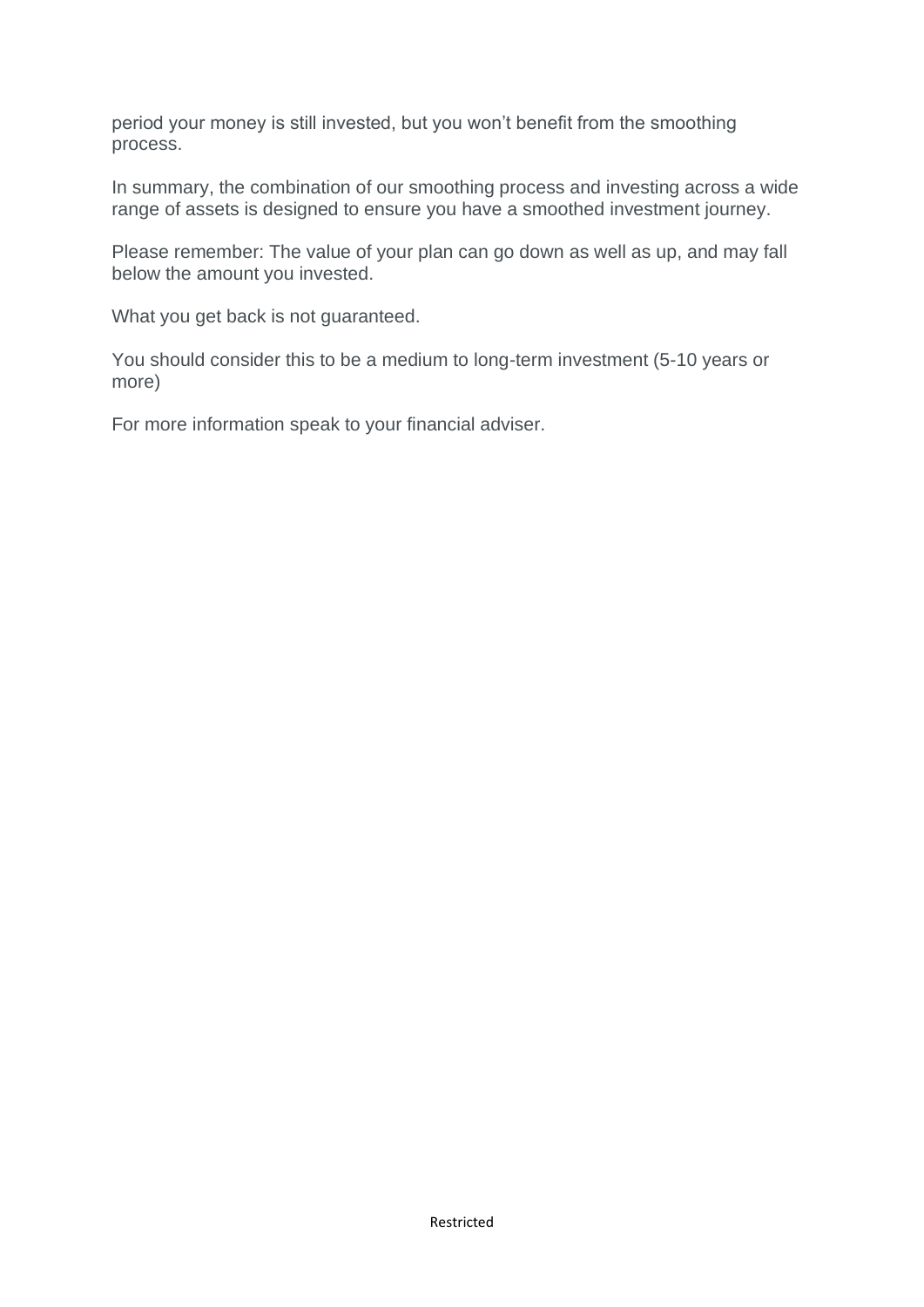period your money is still invested, but you won't benefit from the smoothing process.

In summary, the combination of our smoothing process and investing across a wide range of assets is designed to ensure you have a smoothed investment journey.

Please remember: The value of your plan can go down as well as up, and may fall below the amount you invested.

What you get back is not guaranteed.

You should consider this to be a medium to long-term investment (5-10 years or more)

For more information speak to your financial adviser.